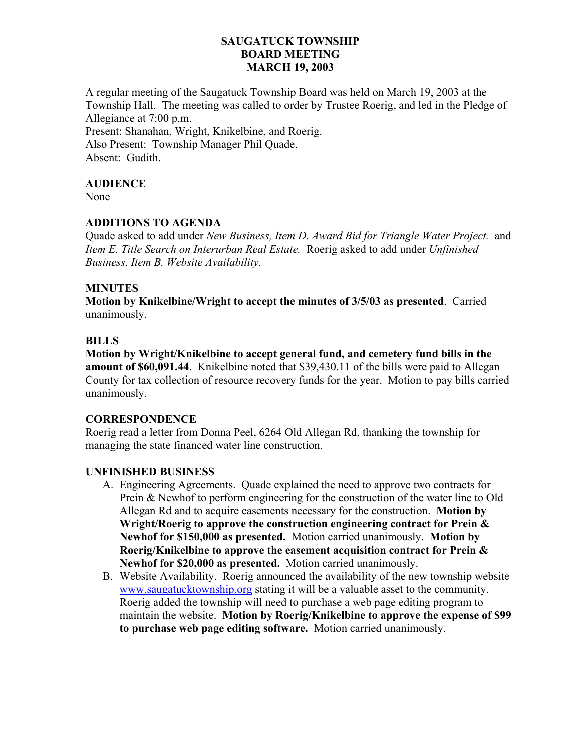# SAUGATUCK TOWNSHIP
# BOARD MEETING
# MARCH 19, 2003

A regular meeting of the Saugatuck Township Board was held on March 19, 2003 at the Township Hall. The meeting was called to order by Trustee Roerig, and led in the Pledge of Allegiance at 7:00 p.m.
Present: Shanahan, Wright, Knikelbine, and Roerig.
Also Present: Township Manager Phil Quade.
Absent: Gudith.

## AUDIENCE

None

## ADDITIONS TO AGENDA

Quade asked to add under *New Business, Item D. Award Bid for Triangle Water Project.* and *Item E. Title Search on Interurban Real Estate.* Roerig asked to add under *Unfinished Business, Item B. Website Availability.*

## MINUTES

**Motion by Knikelbine/Wright to accept the minutes of 3/5/03 as presented**. Carried unanimously.

## BILLS

**Motion by Wright/Knikelbine to accept general fund, and cemetery fund bills in the amount of $60,091.44**. Knikelbine noted that $39,430.11 of the bills were paid to Allegan County for tax collection of resource recovery funds for the year. Motion to pay bills carried unanimously.

## CORRESPONDENCE

Roerig read a letter from Donna Peel, 6264 Old Allegan Rd, thanking the township for managing the state financed water line construction.

## UNFINISHED BUSINESS

A. Engineering Agreements. Quade explained the need to approve two contracts for Prein & Newhof to perform engineering for the construction of the water line to Old Allegan Rd and to acquire easements necessary for the construction. **Motion by Wright/Roerig to approve the construction engineering contract for Prein & Newhof for $150,000 as presented.** Motion carried unanimously. **Motion by Roerig/Knikelbine to approve the easement acquisition contract for Prein & Newhof for $20,000 as presented.** Motion carried unanimously.
B. Website Availability. Roerig announced the availability of the new township website www.saugatucktownship.org stating it will be a valuable asset to the community. Roerig added the township will need to purchase a web page editing program to maintain the website. **Motion by Roerig/Knikelbine to approve the expense of $99 to purchase web page editing software.** Motion carried unanimously.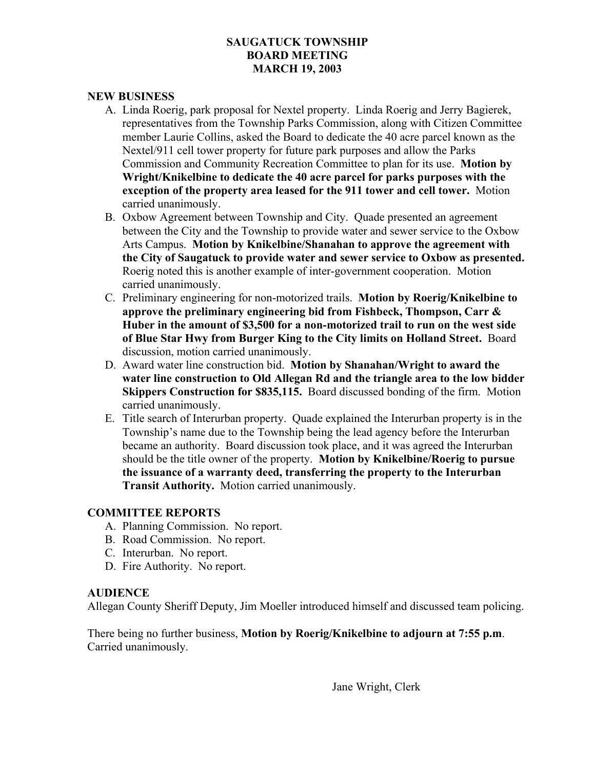**SAUGATUCK TOWNSHIP**
**BOARD MEETING**
**MARCH 19, 2003**

## NEW BUSINESS

A. Linda Roerig, park proposal for Nextel property. Linda Roerig and Jerry Bagierek, representatives from the Township Parks Commission, along with Citizen Committee member Laurie Collins, asked the Board to dedicate the 40 acre parcel known as the Nextel/911 cell tower property for future park purposes and allow the Parks Commission and Community Recreation Committee to plan for its use. **Motion by Wright/Knikelbine to dedicate the 40 acre parcel for parks purposes with the exception of the property area leased for the 911 tower and cell tower.** Motion carried unanimously.

B. Oxbow Agreement between Township and City. Quade presented an agreement between the City and the Township to provide water and sewer service to the Oxbow Arts Campus. **Motion by Knikelbine/Shanahan to approve the agreement with the City of Saugatuck to provide water and sewer service to Oxbow as presented.** Roerig noted this is another example of inter-government cooperation. Motion carried unanimously.

C. Preliminary engineering for non-motorized trails. **Motion by Roerig/Knikelbine to approve the preliminary engineering bid from Fishbeck, Thompson, Carr & Huber in the amount of $3,500 for a non-motorized trail to run on the west side of Blue Star Hwy from Burger King to the City limits on Holland Street.** Board discussion, motion carried unanimously.

D. Award water line construction bid. **Motion by Shanahan/Wright to award the water line construction to Old Allegan Rd and the triangle area to the low bidder Skippers Construction for $835,115.** Board discussed bonding of the firm. Motion carried unanimously.

E. Title search of Interurban property. Quade explained the Interurban property is in the Township's name due to the Township being the lead agency before the Interurban became an authority. Board discussion took place, and it was agreed the Interurban should be the title owner of the property. **Motion by Knikelbine/Roerig to pursue the issuance of a warranty deed, transferring the property to the Interurban Transit Authority.** Motion carried unanimously.

## COMMITTEE REPORTS

A. Planning Commission. No report.
B. Road Commission. No report.
C. Interurban. No report.
D. Fire Authority. No report.

## AUDIENCE

Allegan County Sheriff Deputy, Jim Moeller introduced himself and discussed team policing.

There being no further business, **Motion by Roerig/Knikelbine to adjourn at 7:55 p.m**. Carried unanimously.

Jane Wright, Clerk